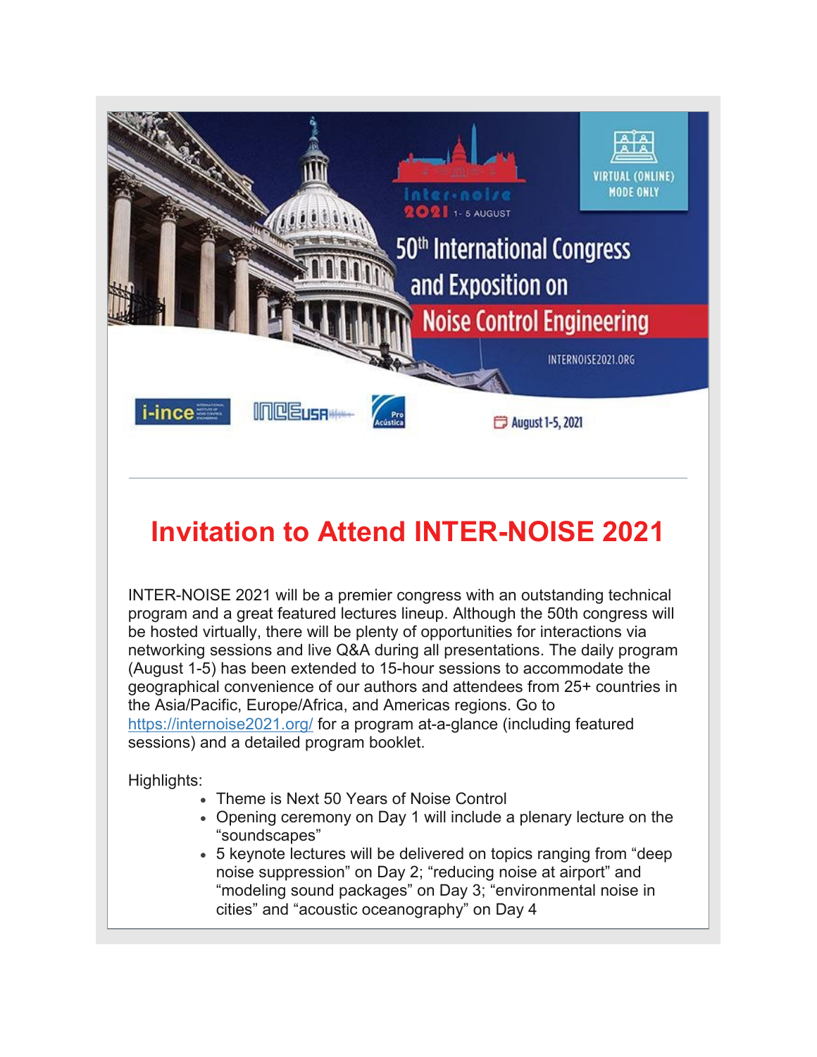inter-noise 2021 1- 5 AUGUST

VIRTUAL (ONLINE) MODE ONLY

50th International Congress and Exposition on Noise Control Engineering

INTERNOISE2021.ORG

August 1-5, 2021

---

# Invitation to Attend INTER-NOISE 2021

INTER-NOISE 2021 will be a premier congress with an outstanding technical program and a great featured lectures lineup. Although the 50th congress will be hosted virtually, there will be plenty of opportunities for interactions via networking sessions and live Q&A during all presentations. The daily program (August 1-5) has been extended to 15-hour sessions to accommodate the geographical convenience of our authors and attendees from 25+ countries in the Asia/Pacific, Europe/Africa, and Americas regions. Go to https://internoise2021.org/ for a program at-a-glance (including featured sessions) and a detailed program booklet.

Highlights:

- Theme is Next 50 Years of Noise Control
- Opening ceremony on Day 1 will include a plenary lecture on the "soundscapes"
- 5 keynote lectures will be delivered on topics ranging from "deep noise suppression" on Day 2; "reducing noise at airport" and "modeling sound packages" on Day 3; "environmental noise in cities" and "acoustic oceanography" on Day 4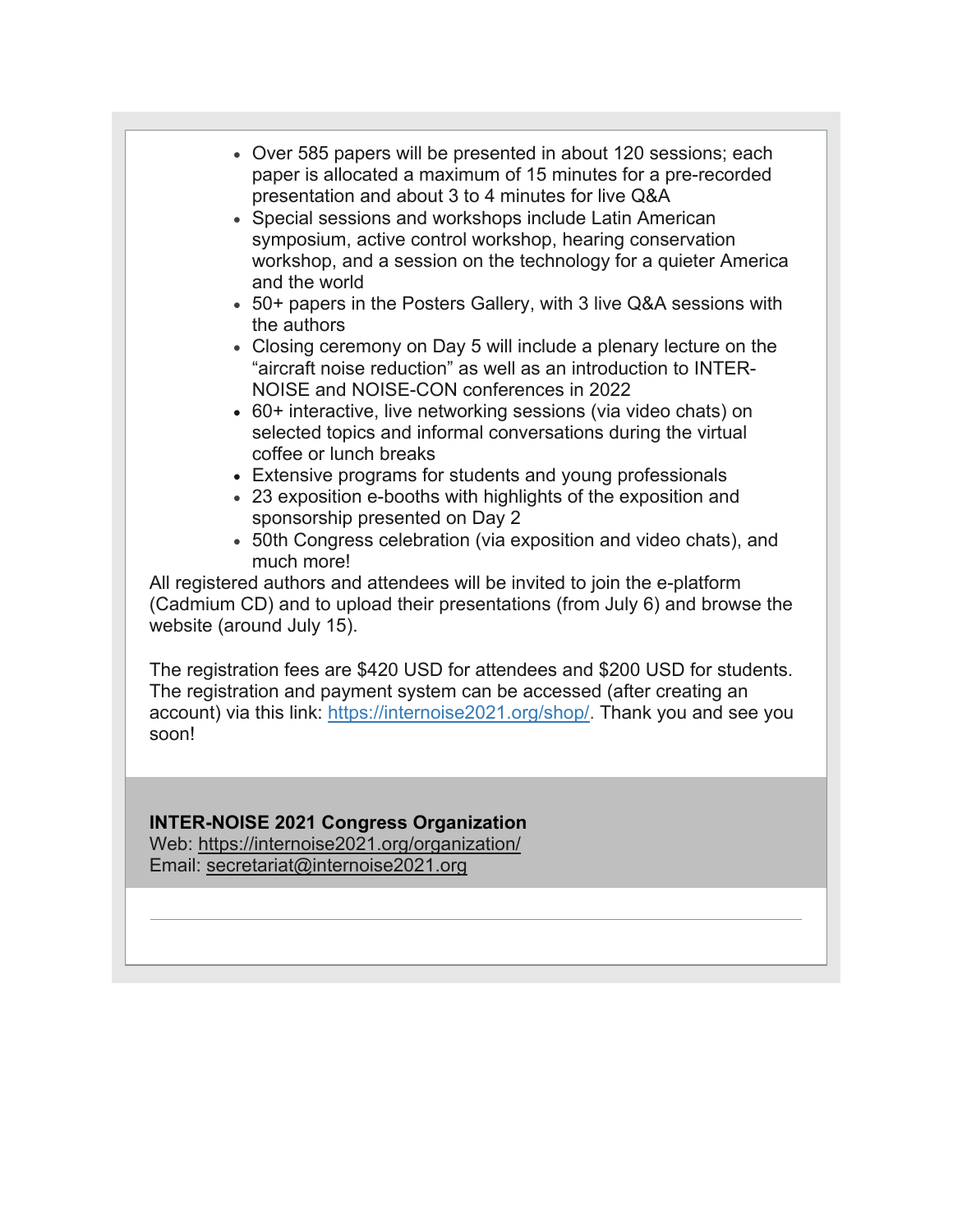- Over 585 papers will be presented in about 120 sessions; each paper is allocated a maximum of 15 minutes for a pre-recorded presentation and about 3 to 4 minutes for live Q&A
- Special sessions and workshops include Latin American symposium, active control workshop, hearing conservation workshop, and a session on the technology for a quieter America and the world
- 50+ papers in the Posters Gallery, with 3 live Q&A sessions with the authors
- Closing ceremony on Day 5 will include a plenary lecture on the "aircraft noise reduction" as well as an introduction to INTER-NOISE and NOISE-CON conferences in 2022
- 60+ interactive, live networking sessions (via video chats) on selected topics and informal conversations during the virtual coffee or lunch breaks
- Extensive programs for students and young professionals
- 23 exposition e-booths with highlights of the exposition and sponsorship presented on Day 2
- 50th Congress celebration (via exposition and video chats), and much more!

All registered authors and attendees will be invited to join the e-platform (Cadmium CD) and to upload their presentations (from July 6) and browse the website (around July 15).

The registration fees are $420 USD for attendees and $200 USD for students. The registration and payment system can be accessed (after creating an account) via this link: https://internoise2021.org/shop/. Thank you and see you soon!

**INTER-NOISE 2021 Congress Organization**
Web: https://internoise2021.org/organization/
Email: secretariat@internoise2021.org